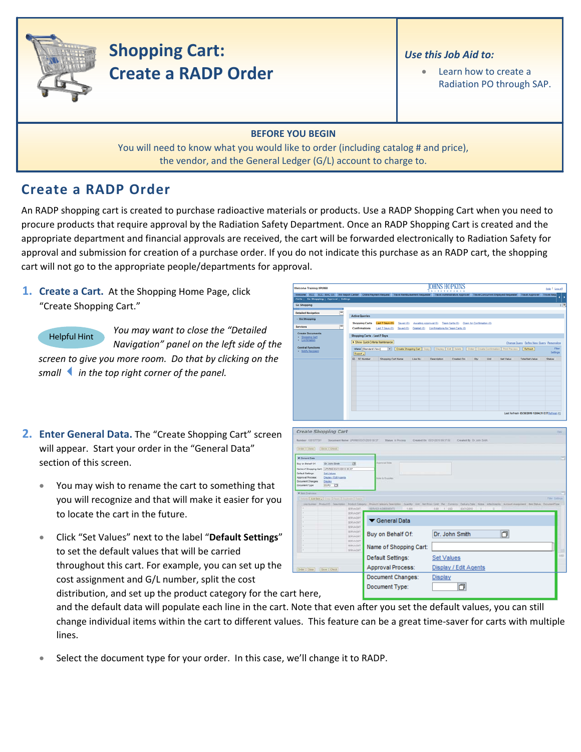# Shopping Cart: Create a RADP Order

***Use this Job Aid to:***

- Learn how to create a Radiation PO through SAP.

**BEFORE YOU BEGIN**

You will need to know what you would like to order (including catalog # and price), the vendor, and the General Ledger (G/L) account to charge to.

## Create a RADP Order

An RADP shopping cart is created to purchase radioactive materials or products. Use a RADP Shopping Cart when you need to procure products that require approval by the Radiation Safety Department. Once an RADP Shopping Cart is created and the appropriate department and financial approvals are received, the cart will be forwarded electronically to Radiation Safety for approval and submission for creation of a purchase order. If you do not indicate this purchase as an RADP cart, the shopping cart will not go to the appropriate people/departments for approval.

1. **Create a Cart.** At the Shopping Home Page, click "Create Shopping Cart."

   Helpful Hint *You may want to close the "Detailed Navigation" panel on the left side of the screen to give you more room. Do that by clicking on the small ◀ in the top right corner of the panel.*

2. **Enter General Data.** The "Create Shopping Cart" screen will appear. Start your order in the "General Data" section of this screen.

   - You may wish to rename the cart to something that you will recognize and that will make it easier for you to locate the cart in the future.
   - Click "Set Values" next to the label "**Default Settings**" to set the default values that will be carried throughout this cart. For example, you can set up the cost assignment and G/L number, split the cost distribution, and set up the product category for the cart here, and the default data will populate each line in the cart. Note that even after you set the default values, you can still change individual items within the cart to different values. This feature can be a great time-saver for carts with multiple lines.
   - Select the document type for your order. In this case, we'll change it to RADP.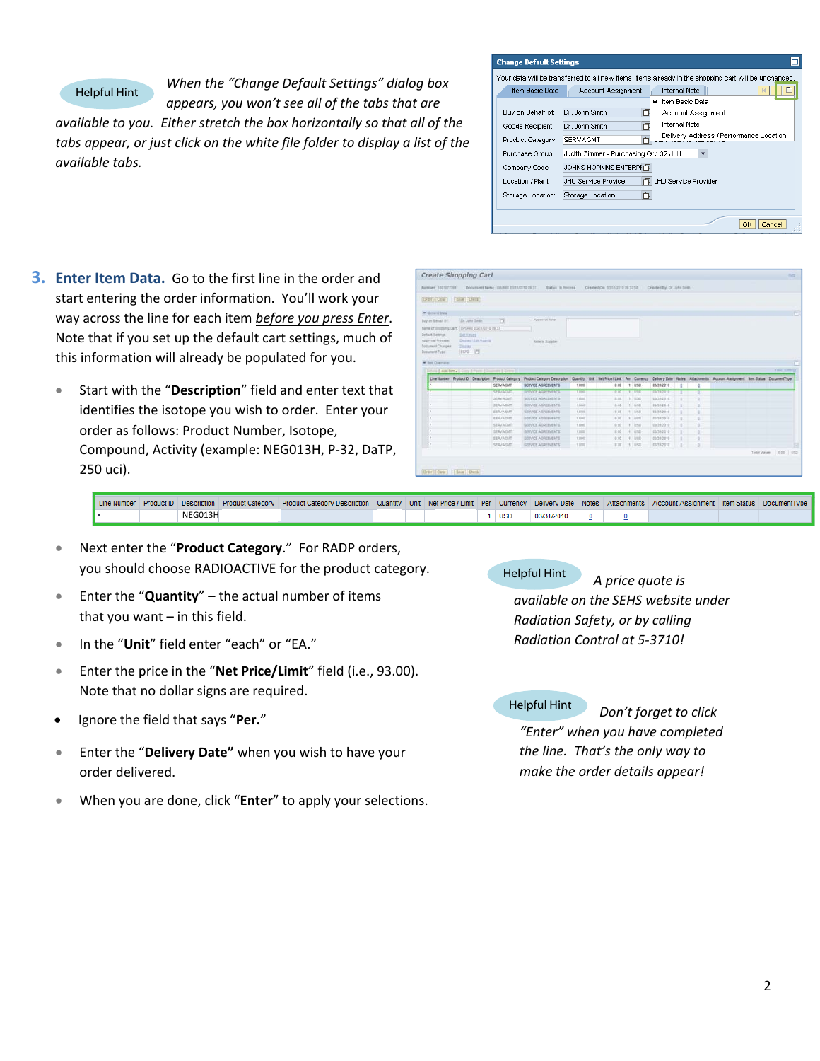Helpful Hint

*When the "Change Default Settings" dialog box appears, you won't see all of the tabs that are available to you. Either stretch the box horizontally so that all of the tabs appear, or just click on the white file folder to display a list of the available tabs.*

## 3. Enter Item Data.

Go to the first line in the order and start entering the order information. You'll work your way across the line for each item *before you press Enter*. Note that if you set up the default cart settings, much of this information will already be populated for you.

- Start with the "**Description**" field and enter text that identifies the isotope you wish to order. Enter your order as follows: Product Number, Isotope, Compound, Activity (example: NEG013H, P-32, DaTP, 250 uci).

| Line Number | Product ID | Description | Product Category | Product Category Description | Quantity | Unit | Net Price / Limit | Per | Currency | Delivery Date | Notes | Attachments | Account Assignment | Item Status | DocumentType |
|---|---|---|---|---|---|---|---|---|---|---|---|---|---|---|---|
| • | | NEG013H | | | | | | 1 | USD | 03/31/2010 | 0 | 0 | | | |

- Next enter the "**Product Category**." For RADP orders, you should choose RADIOACTIVE for the product category.
- Enter the "**Quantity**" – the actual number of items that you want – in this field.
- In the "**Unit**" field enter "each" or "EA."
- Enter the price in the "**Net Price/Limit**" field (i.e., 93.00). Note that no dollar signs are required.
- Ignore the field that says "**Per.**"
- Enter the "**Delivery Date**" when you wish to have your order delivered.
- When you are done, click "**Enter**" to apply your selections.

Helpful Hint

*A price quote is available on the SEHS website under Radiation Safety, or by calling Radiation Control at 5-3710!*

Helpful Hint

*Don't forget to click "Enter" when you have completed the line. That's the only way to make the order details appear!*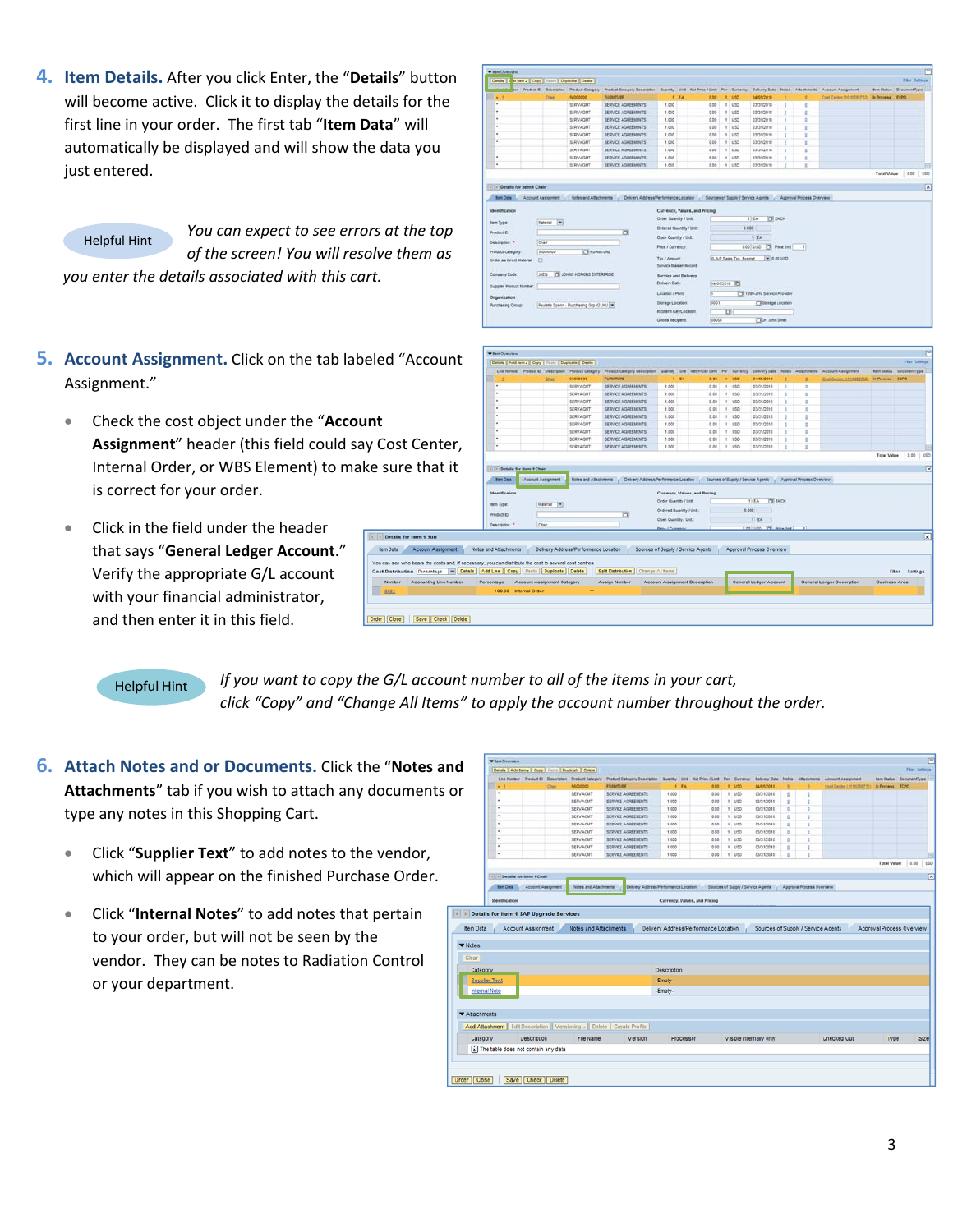4. **Item Details.** After you click Enter, the "**Details**" button will become active. Click it to display the details for the first line in your order. The first tab "**Item Data**" will automatically be displayed and will show the data you just entered.

Helpful Hint *You can expect to see errors at the top of the screen! You will resolve them as you enter the details associated with this cart.*

5. **Account Assignment.** Click on the tab labeled "Account Assignment."

   - Check the cost object under the "**Account Assignment**" header (this field could say Cost Center, Internal Order, or WBS Element) to make sure that it is correct for your order.
   - Click in the field under the header that says "**General Ledger Account**." Verify the appropriate G/L account with your financial administrator, and then enter it in this field.

Helpful Hint *If you want to copy the G/L account number to all of the items in your cart, click "Copy" and "Change All Items" to apply the account number throughout the order.*

6. **Attach Notes and or Documents.** Click the "**Notes and Attachments**" tab if you wish to attach any documents or type any notes in this Shopping Cart.

   - Click "**Supplier Text**" to add notes to the vendor, which will appear on the finished Purchase Order.
   - Click "**Internal Notes**" to add notes that pertain to your order, but will not be seen by the vendor. They can be notes to Radiation Control or your department.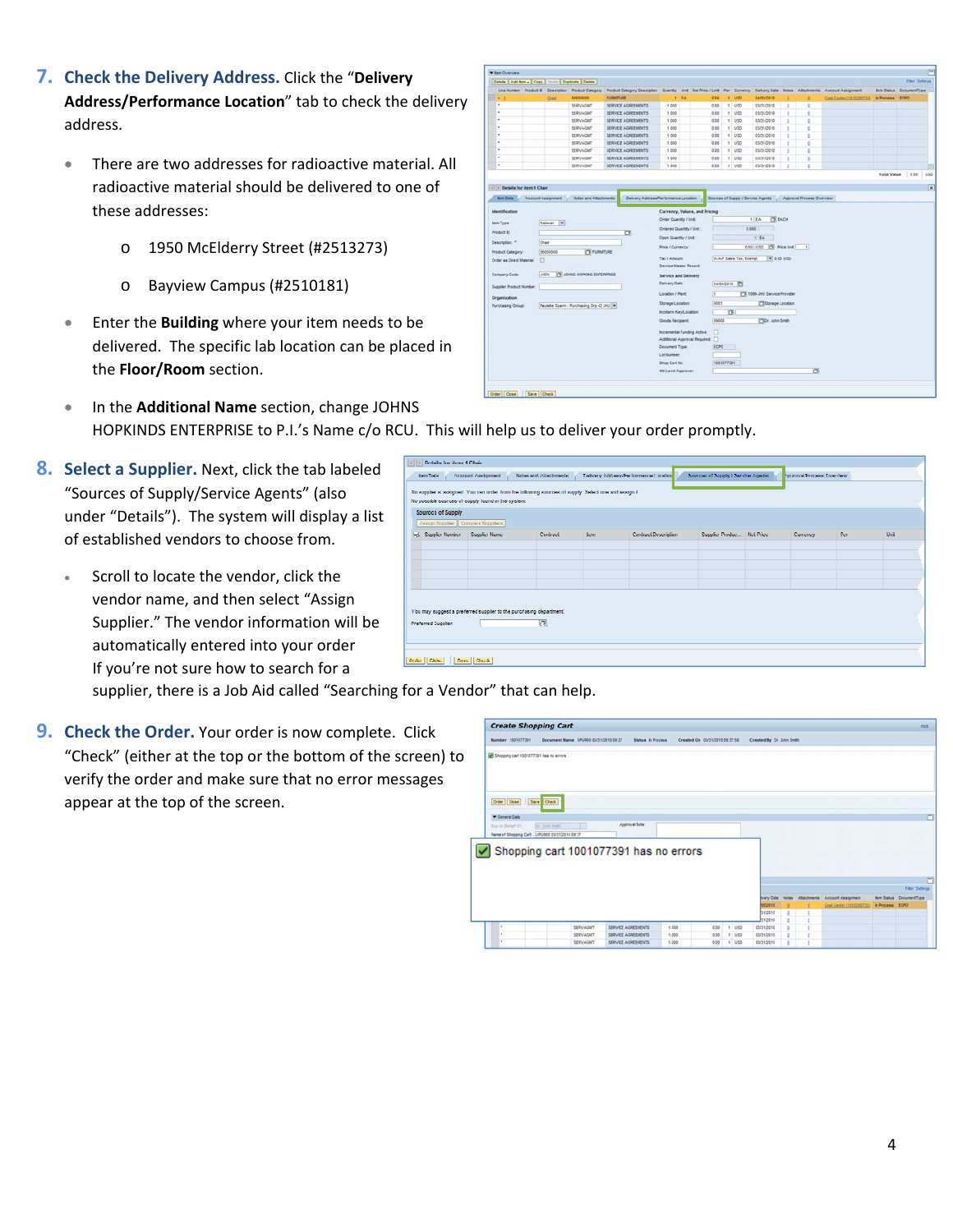7. **Check the Delivery Address.** Click the "**Delivery Address/Performance Location**" tab to check the delivery address.

   - There are two addresses for radioactive material. All radioactive material should be delivered to one of these addresses:
     - 1950 McElderry Street (#2513273)
     - Bayview Campus (#2510181)
   - Enter the **Building** where your item needs to be delivered. The specific lab location can be placed in the **Floor/Room** section.
   - In the **Additional Name** section, change JOHNS HOPKINDS ENTERPRISE to P.I.'s Name c/o RCU. This will help us to deliver your order promptly.

8. **Select a Supplier.** Next, click the tab labeled "Sources of Supply/Service Agents" (also under "Details"). The system will display a list of established vendors to choose from.

   - Scroll to locate the vendor, click the vendor name, and then select "Assign Supplier." The vendor information will be automatically entered into your order
     If you're not sure how to search for a supplier, there is a Job Aid called "Searching for a Vendor" that can help.

9. **Check the Order.** Your order is now complete. Click "Check" (either at the top or the bottom of the screen) to verify the order and make sure that no error messages appear at the top of the screen.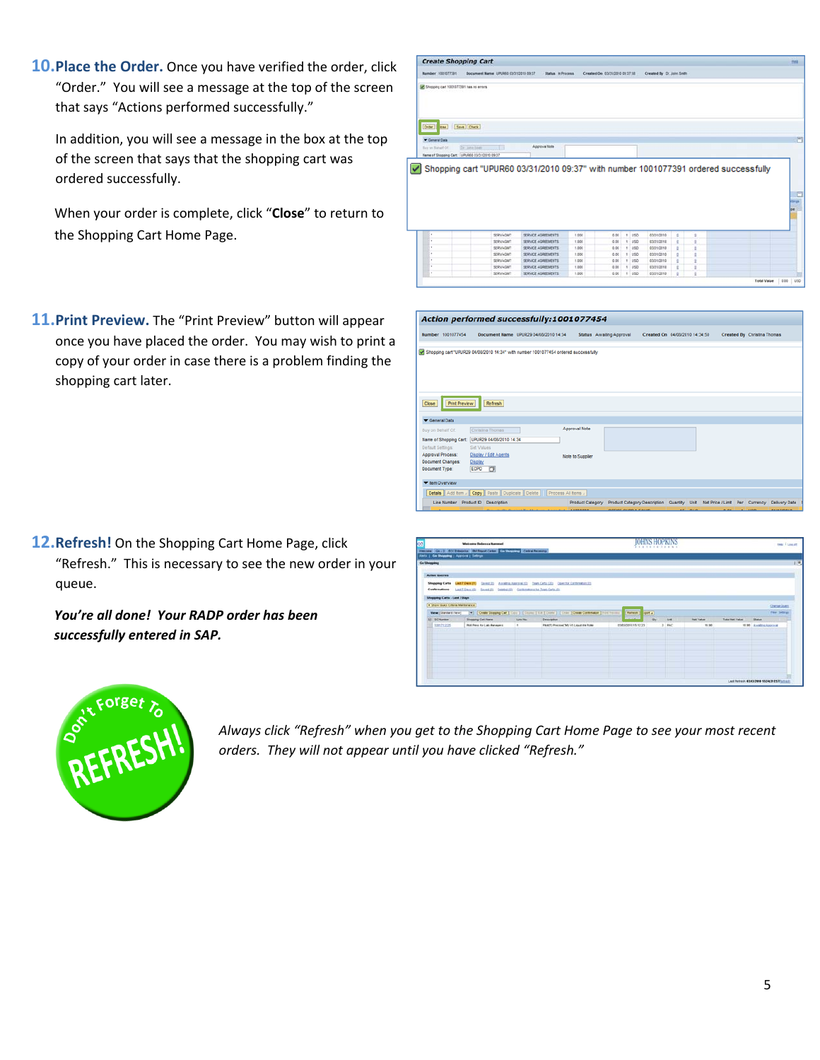**10. Place the Order.** Once you have verified the order, click "Order." You will see a message at the top of the screen that says "Actions performed successfully."

In addition, you will see a message in the box at the top of the screen that says that the shopping cart was ordered successfully.

When your order is complete, click "**Close**" to return to the Shopping Cart Home Page.

**11. Print Preview.** The "Print Preview" button will appear once you have placed the order. You may wish to print a copy of your order in case there is a problem finding the shopping cart later.

**12. Refresh!** On the Shopping Cart Home Page, click "Refresh." This is necessary to see the new order in your queue.

***You're all done! Your RADP order has been successfully entered in SAP.***

*Always click "Refresh" when you get to the Shopping Cart Home Page to see your most recent orders. They will not appear until you have clicked "Refresh."*